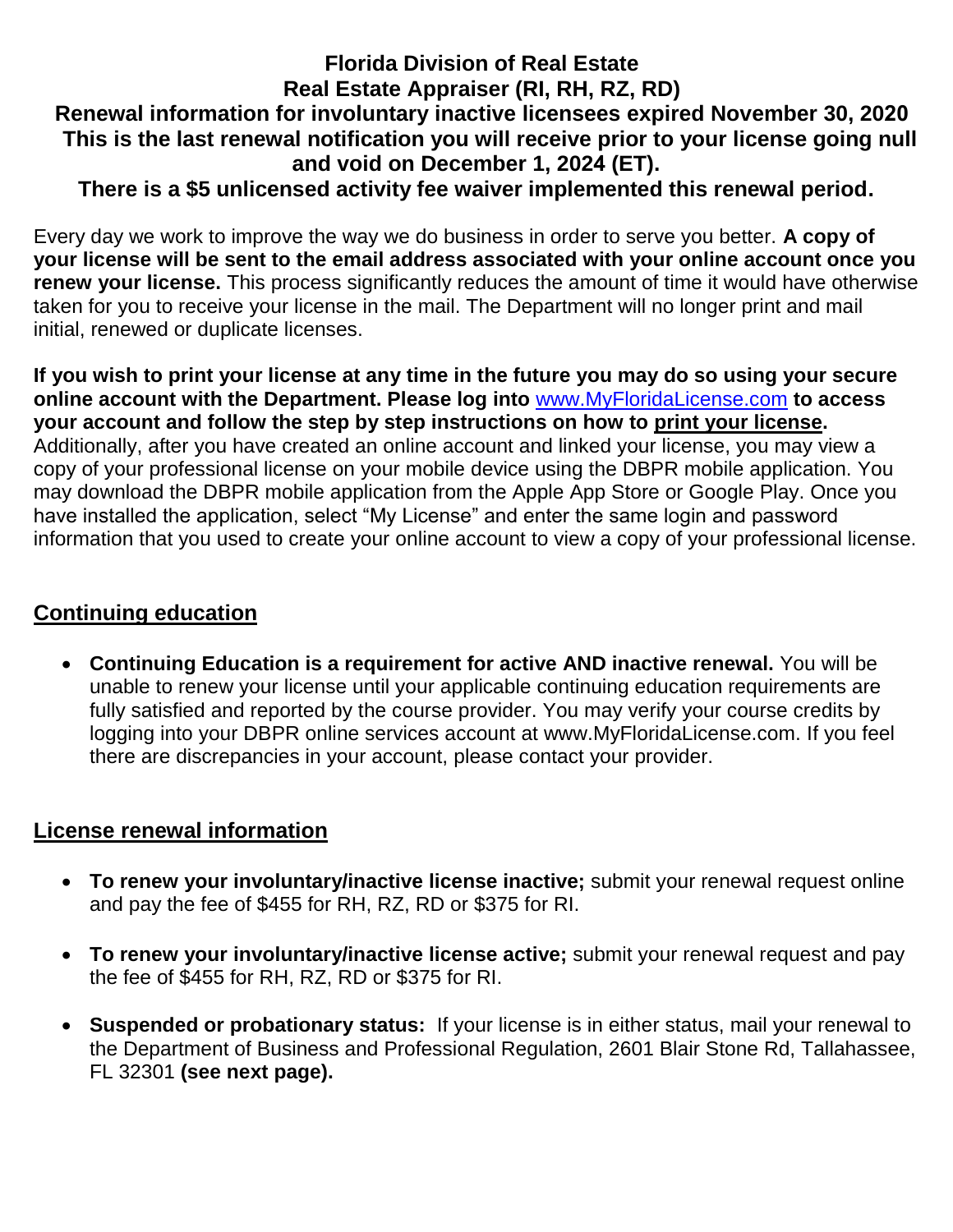# Florida Division of Real Estate
## Real Estate Appraiser (RI, RH, RZ, RD)
## Renewal information for involuntary inactive licensees expired November 30, 2020
## This is the last renewal notification you will receive prior to your license going null and void on December 1, 2024 (ET).
## There is a $5 unlicensed activity fee waiver implemented this renewal period.

Every day we work to improve the way we do business in order to serve you better. **A copy of your license will be sent to the email address associated with your online account once you renew your license.** This process significantly reduces the amount of time it would have otherwise taken for you to receive your license in the mail. The Department will no longer print and mail initial, renewed or duplicate licenses.

**If you wish to print your license at any time in the future you may do so using your secure online account with the Department. Please log into** www.MyFloridaLicense.com **to access your account and follow the step by step instructions on how to print your license.** Additionally, after you have created an online account and linked your license, you may view a copy of your professional license on your mobile device using the DBPR mobile application. You may download the DBPR mobile application from the Apple App Store or Google Play. Once you have installed the application, select "My License" and enter the same login and password information that you used to create your online account to view a copy of your professional license.

## Continuing education

- **Continuing Education is a requirement for active AND inactive renewal.** You will be unable to renew your license until your applicable continuing education requirements are fully satisfied and reported by the course provider. You may verify your course credits by logging into your DBPR online services account at www.MyFloridaLicense.com. If you feel there are discrepancies in your account, please contact your provider.

## License renewal information

- **To renew your involuntary/inactive license inactive;** submit your renewal request online and pay the fee of $455 for RH, RZ, RD or $375 for RI.
- **To renew your involuntary/inactive license active;** submit your renewal request and pay the fee of $455 for RH, RZ, RD or $375 for RI.
- **Suspended or probationary status:** If your license is in either status, mail your renewal to the Department of Business and Professional Regulation, 2601 Blair Stone Rd, Tallahassee, FL 32301 **(see next page).**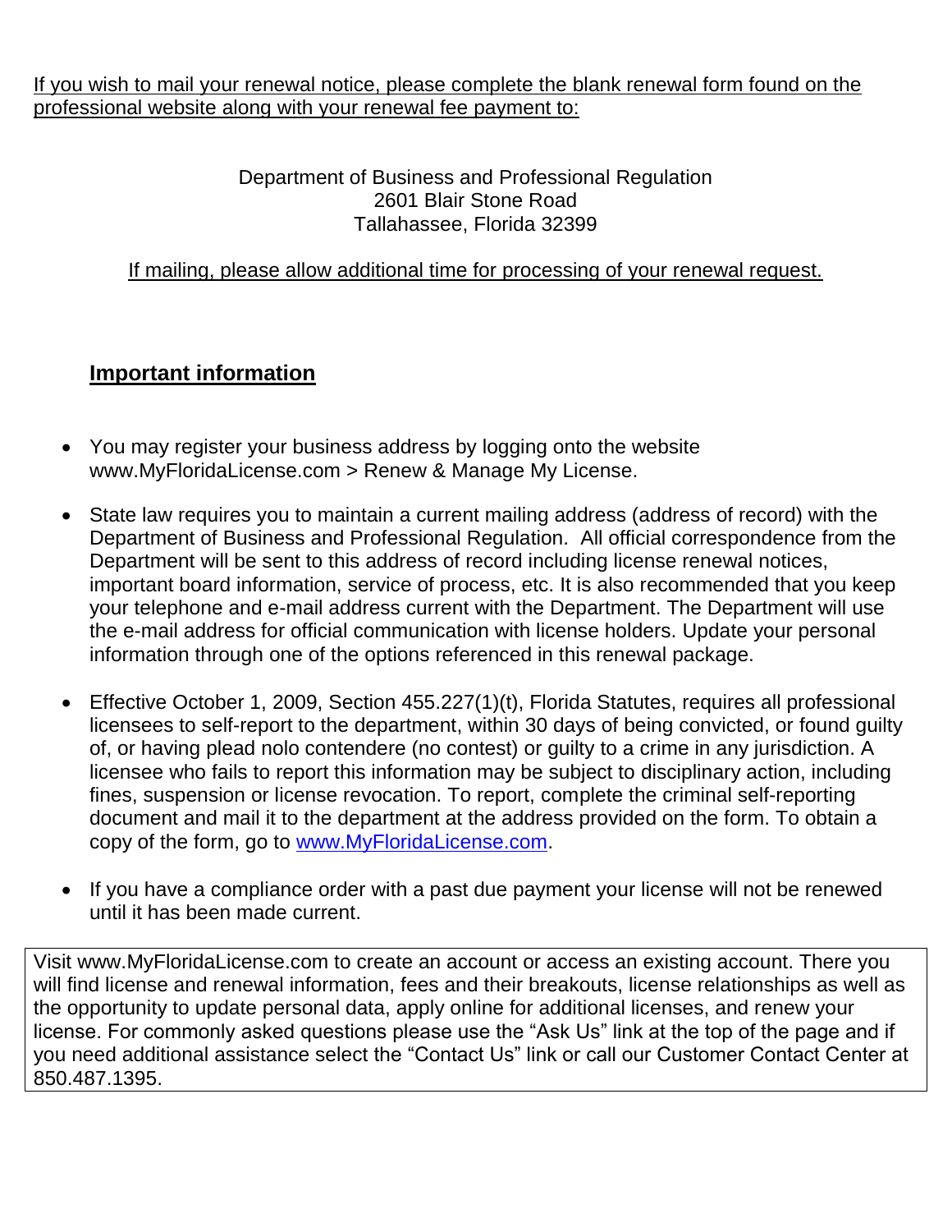If you wish to mail your renewal notice, please complete the blank renewal form found on the professional website along with your renewal fee payment to:

Department of Business and Professional Regulation
2601 Blair Stone Road
Tallahassee, Florida 32399

If mailing, please allow additional time for processing of your renewal request.

## Important information

- You may register your business address by logging onto the website www.MyFloridaLicense.com > Renew & Manage My License.
- State law requires you to maintain a current mailing address (address of record) with the Department of Business and Professional Regulation. All official correspondence from the Department will be sent to this address of record including license renewal notices, important board information, service of process, etc. It is also recommended that you keep your telephone and e-mail address current with the Department. The Department will use the e-mail address for official communication with license holders. Update your personal information through one of the options referenced in this renewal package.
- Effective October 1, 2009, Section 455.227(1)(t), Florida Statutes, requires all professional licensees to self-report to the department, within 30 days of being convicted, or found guilty of, or having plead nolo contendere (no contest) or guilty to a crime in any jurisdiction. A licensee who fails to report this information may be subject to disciplinary action, including fines, suspension or license revocation. To report, complete the criminal self-reporting document and mail it to the department at the address provided on the form. To obtain a copy of the form, go to www.MyFloridaLicense.com.
- If you have a compliance order with a past due payment your license will not be renewed until it has been made current.

Visit www.MyFloridaLicense.com to create an account or access an existing account. There you will find license and renewal information, fees and their breakouts, license relationships as well as the opportunity to update personal data, apply online for additional licenses, and renew your license. For commonly asked questions please use the "Ask Us" link at the top of the page and if you need additional assistance select the "Contact Us" link or call our Customer Contact Center at 850.487.1395.